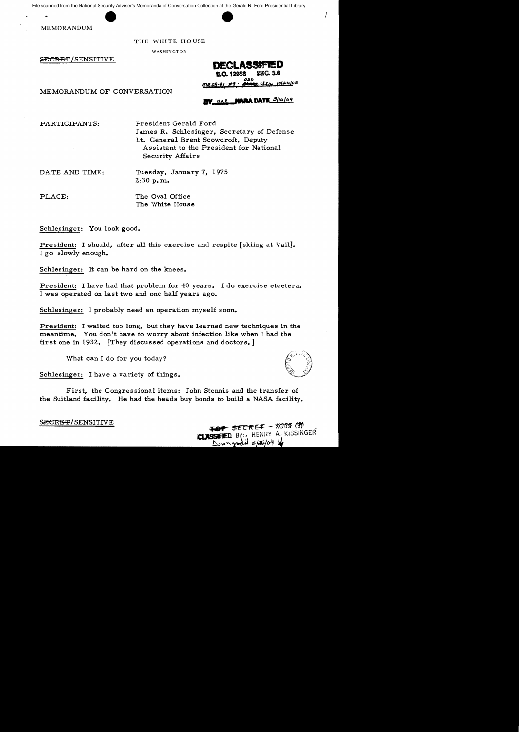File scanned from the National Security Adviser's Memoranda of Conversation Collection at the Gerald R. Ford Presidential Library

MEMORANDUM

THE WHITE HOUSE

WASHINGTON

~~SECRET~~/SENSITIVE

**DECLASSIFIED**
**E.O. 12958 SEC. 3.6**
OSD
MR 08-91; #9; OSD ltr 10/24/08
BY dal NARA DATE 3/10/09

MEMORANDUM OF CONVERSATION

PARTICIPANTS: President Gerald Ford
James R. Schlesinger, Secretary of Defense
Lt. General Brent Scowcroft, Deputy Assistant to the President for National Security Affairs

DATE AND TIME: Tuesday, January 7, 1975
2:30 p.m.

PLACE: The Oval Office
The White House

Schlesinger: You look good.

President: I should, after all this exercise and respite [skiing at Vail]. I go slowly enough.

Schlesinger: It can be hard on the knees.

President: I have had that problem for 40 years. I do exercise etcetera. I was operated on last two and one half years ago.

Schlesinger: I probably need an operation myself soon.

President: I waited too long, but they have learned new techniques in the meantime. You don't have to worry about infection like when I had the first one in 1932. [They discussed operations and doctors.]

What can I do for you today?

Schlesinger: I have a variety of things.

First, the Congressional items: John Stennis and the transfer of the Suitland facility. He had the heads buy bonds to build a NASA facility.

~~SECRET~~/SENSITIVE

~~TOP SECRET~~ - XGDS (3)
CLASSIFIED BY: HENRY A. KISSINGER
Downgraded 5/26/04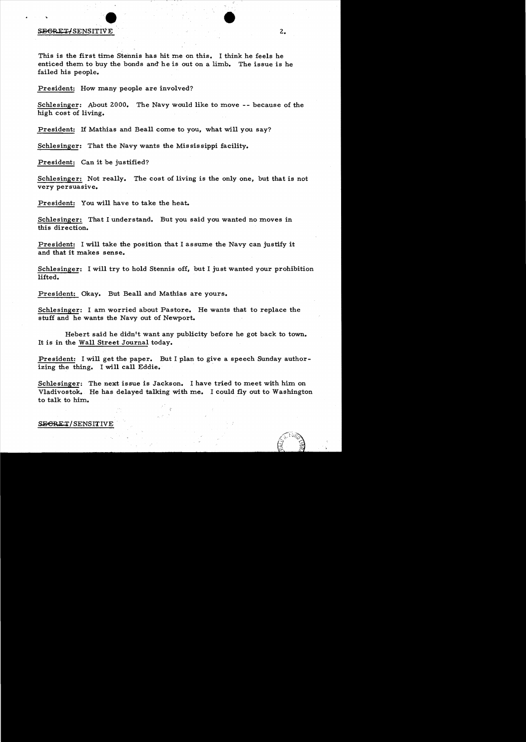This is the first time Stennis has hit me on this. I think he feels he enticed them to buy the bonds and he is out on a limb. The issue is he failed his people.

President: How many people are involved?

Schlesinger: About 2000. The Navy would like to move -- because of the high cost of living.

President: If Mathias and Beall come to you, what will you say?

Schlesinger: That the Navy wants the Mississippi facility.

President: Can it be justified?

Schlesinger: Not really. The cost of living is the only one, but that is not very persuasive.

President: You will have to take the heat.

Schlesinger: That I understand. But you said you wanted no moves in this direction.

President: I will take the position that I assume the Navy can justify it and that it makes sense.

Schlesinger: I will try to hold Stennis off, but I just wanted your prohibition lifted.

President: Okay. But Beall and Mathias are yours.

Schlesinger: I am worried about Pastore. He wants that to replace the stuff and he wants the Navy out of Newport.

Hebert said he didn't want any publicity before he got back to town. It is in the Wall Street Journal today.

President: I will get the paper. But I plan to give a speech Sunday authorizing the thing. I will call Eddie.

Schlesinger: The next issue is Jackson. I have tried to meet with him on Vladivostok. He has delayed talking with me. I could fly out to Washington to talk to him.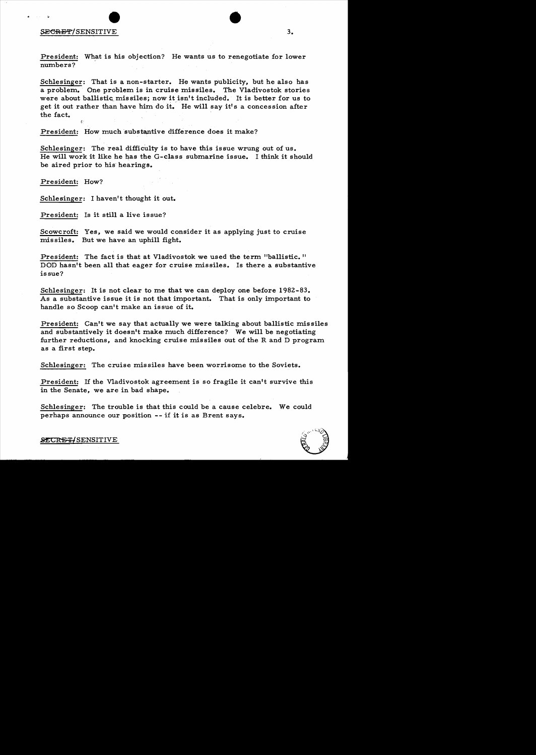**President:** What is his objection? He wants us to renegotiate for lower numbers?

**Schlesinger:** That is a non-starter. He wants publicity, but he also has a problem. One problem is in cruise missiles. The Vladivostok stories were about ballistic missiles; now it isn't included. It is better for us to get it out rather than have him do it. He will say it's a concession after the fact.

**President:** How much substantive difference does it make?

**Schlesinger:** The real difficulty is to have this issue wrung out of us. He will work it like he has the G-class submarine issue. I think it should be aired prior to his hearings.

**President:** How?

**Schlesinger:** I haven't thought it out.

**President:** Is it still a live issue?

**Scowcroft:** Yes, we said we would consider it as applying just to cruise missiles. But we have an uphill fight.

**President:** The fact is that at Vladivostok we used the term "ballistic." DOD hasn't been all that eager for cruise missiles. Is there a substantive issue?

**Schlesinger:** It is not clear to me that we can deploy one before 1982-83. As a substantive issue it is not that important. That is only important to handle so Scoop can't make an issue of it.

**President:** Can't we say that actually we were talking about ballistic missiles and substantively it doesn't make much difference? We will be negotiating further reductions, and knocking cruise missiles out of the R and D program as a first step.

**Schlesinger:** The cruise missiles have been worrisome to the Soviets.

**President:** If the Vladivostok agreement is so fragile it can't survive this in the Senate, we are in bad shape.

**Schlesinger:** The trouble is that this could be a cause celebre. We could perhaps announce our position -- if it is as Brent says.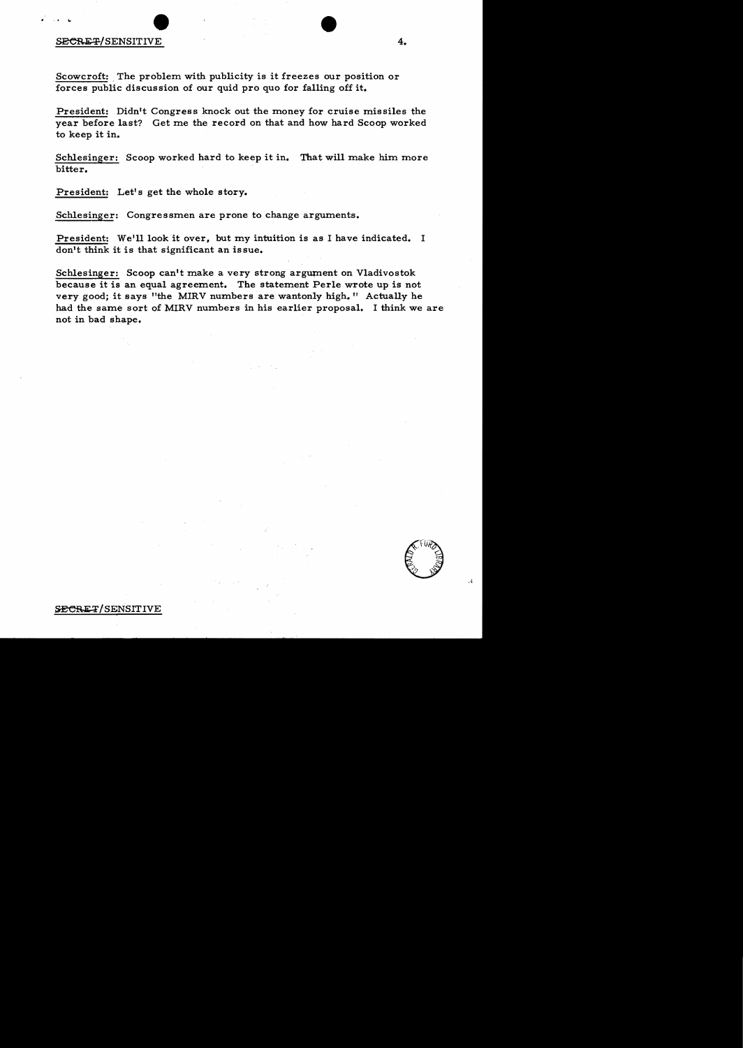Scowcroft: The problem with publicity is it freezes our position or forces public discussion of our quid pro quo for falling off it.

President: Didn't Congress knock out the money for cruise missiles the year before last? Get me the record on that and how hard Scoop worked to keep it in.

Schlesinger: Scoop worked hard to keep it in. That will make him more bitter.

President: Let's get the whole story.

Schlesinger: Congressmen are prone to change arguments.

President: We'll look it over, but my intuition is as I have indicated. I don't think it is that significant an issue.

Schlesinger: Scoop can't make a very strong argument on Vladivostok because it is an equal agreement. The statement Perle wrote up is not very good; it says "the MIRV numbers are wantonly high." Actually he had the same sort of MIRV numbers in his earlier proposal. I think we are not in bad shape.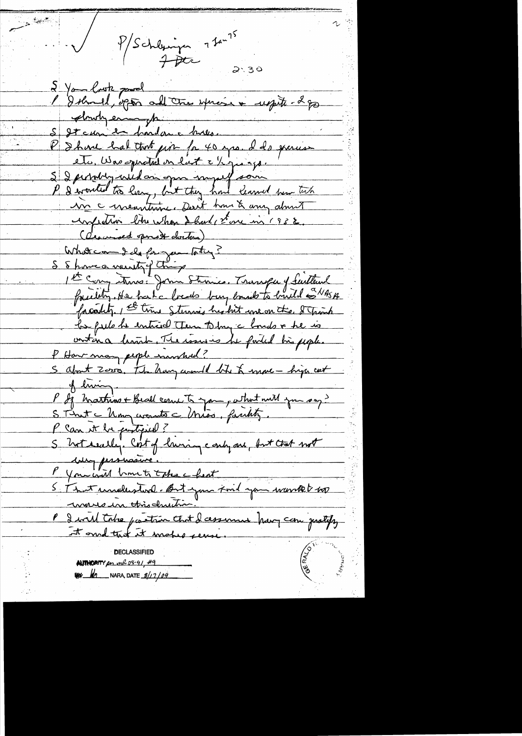P/Schlesinger 7 Jan 75

7 Dec

2:30

S You look good

P I should, after all this exercise + respite - I go slowly enough.

S It can be hard on the knees.

P I have had that fixed for 40 yrs. I do exercises etc. Was operated on last 2 1/2 yrs ago.

S I probably will an operation myself soon

P I wanted to learn, but they had learned how to[?] in the meantime. Don't know too much about infection like when I had 1st one in 1938.

(Discussed sports doctors)

What can I do for you today?

S I have a variety of things

1st Cong items: John Stennis. Transfer of Suitland facility. He had the brass buy bonds to build a NASA facility. 1st time Stennis has hit me on this. I think he feels he enticed them to buy the bonds + he is out on a limb. The issue is he fooled his people.

P How many people involved?

S About 2000. The Navy would like to move - higher cost of living.

P If Mathias + Beall come to you, what will you say?

S That the Navy wants the Miss. facility.

P Can it be justified?

S Not really. Cost of living early one, but that not very persuasive.

P You will have to take the heat

S That understood. But you told you wanted no moves in this direction.

P I will take position that I assume Navy can justify it and that it makes sense.

DECLASSIFIED
AUTHORITY per MR 08-91, #9
BY [initials] NARA, DATE 8/17/09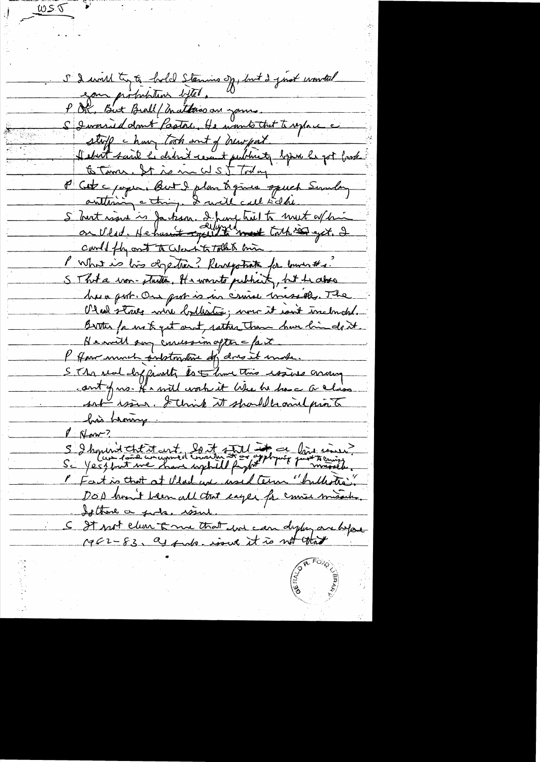WSJ

S I will try to hold Stennis off, but I just wanted your prohibition lifted.

P OK. But Bull/Mathias are yours.

S I worried about Pastore. He wants that to replace a stuff a Navy took out of Newport.

Hebert said he didn't want publicity before he got back to town. It is in WSJ today.

P Got a paper. But I plan to give a speech Sunday outlining a thing. I will call Eddie.

S Next issue is Jackson. I have tried to meet w/him on Vlad. He hasn't delayed meet with yet. I could fly out to Wash to talk to him.

P What is his objection? Renegotiate for lower #s?

S That a non-starter. He wants publicity, but he also has a point. Our point is on cruise missiles. The Vlad stances were ballistic; now it isn't included. Better for us to get out, rather than have him do it. He will say concession after a fact.

P How much substantive dif does it make.

S The real difficulty is to have this issue coming out of us. He will work it like he has a class act issue. I think it should be aired prior to his hearing.

P Now?

S I haven't cleared it out. Is it still in a live issue?
(we found unexpected count that we applying just to cruise)

Sc Yes, but we have uphill fight missile.

P Fact is that at Vlad we used term "ballistic". DOD hasn't been all that eager for cruise missile. Is there a subs. issue.

S It not clear to me that we can deploy one before 1982-83. As subs. issue it is not that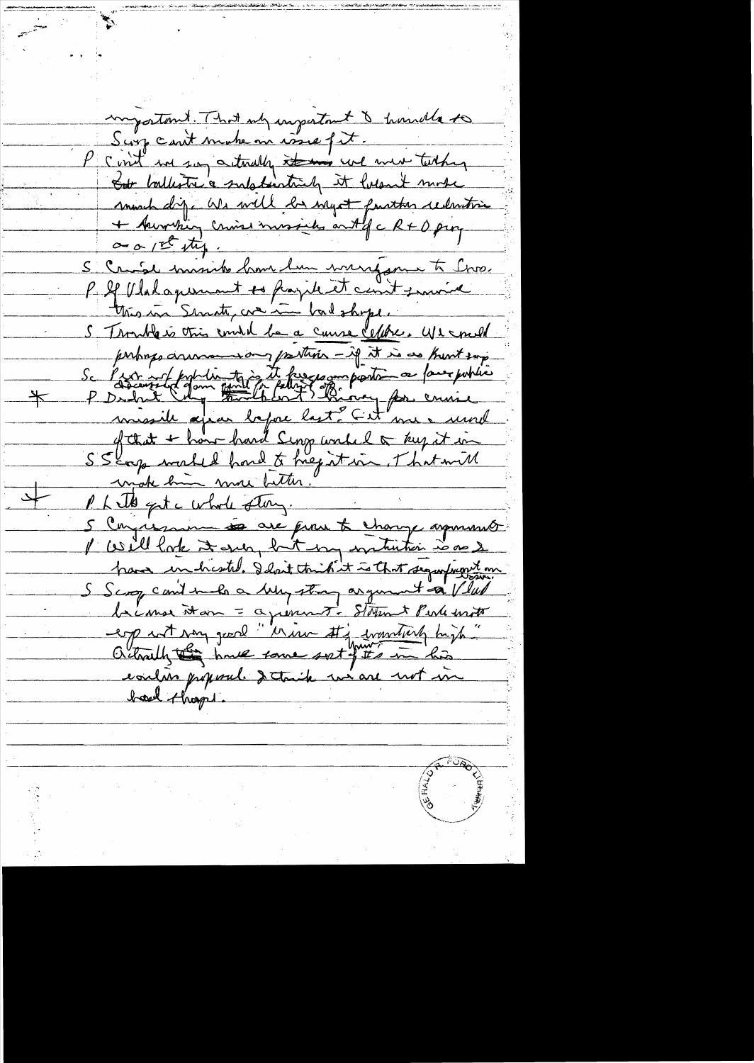important. That only important to handle so Scowcroft can't make an issue of it.

P Can't we say actually we were talking ballistic & substantially it doesn't make much dif. We will be urged further reduction + hurrying cruise missiles and the R+D prog as a 1st step.

S Cruise missile from him unimportant to Cong.

P If Vlad agreement so fragile it can't survive this in Senate, we're in bad shape.

S Trouble is this could be a cause celebre. We could perhaps announce our position – if it is as hard as Sc [discussed] from [...] position as [...]

\* P Didn't [...] think [...] cruise missile a year before last? Get me a word of that + how hard Scoop worked to keep it in

S Scoop worked hard to keep it in. That will make him more bitter.

\+ P Let's get the whole story.

S Congressmen are prone to change arguments

P Will look it over, but my intuition is as I have indicated. I don't think it is that significant an issue.

S Scoop can't make a very strong argument on Vlad because it was = agreement. Statement Perle wrote up not very good "Vern it's inordinately high." Actually they have some sort of [...] in his earlier proposal. I think we are not in bad shape.